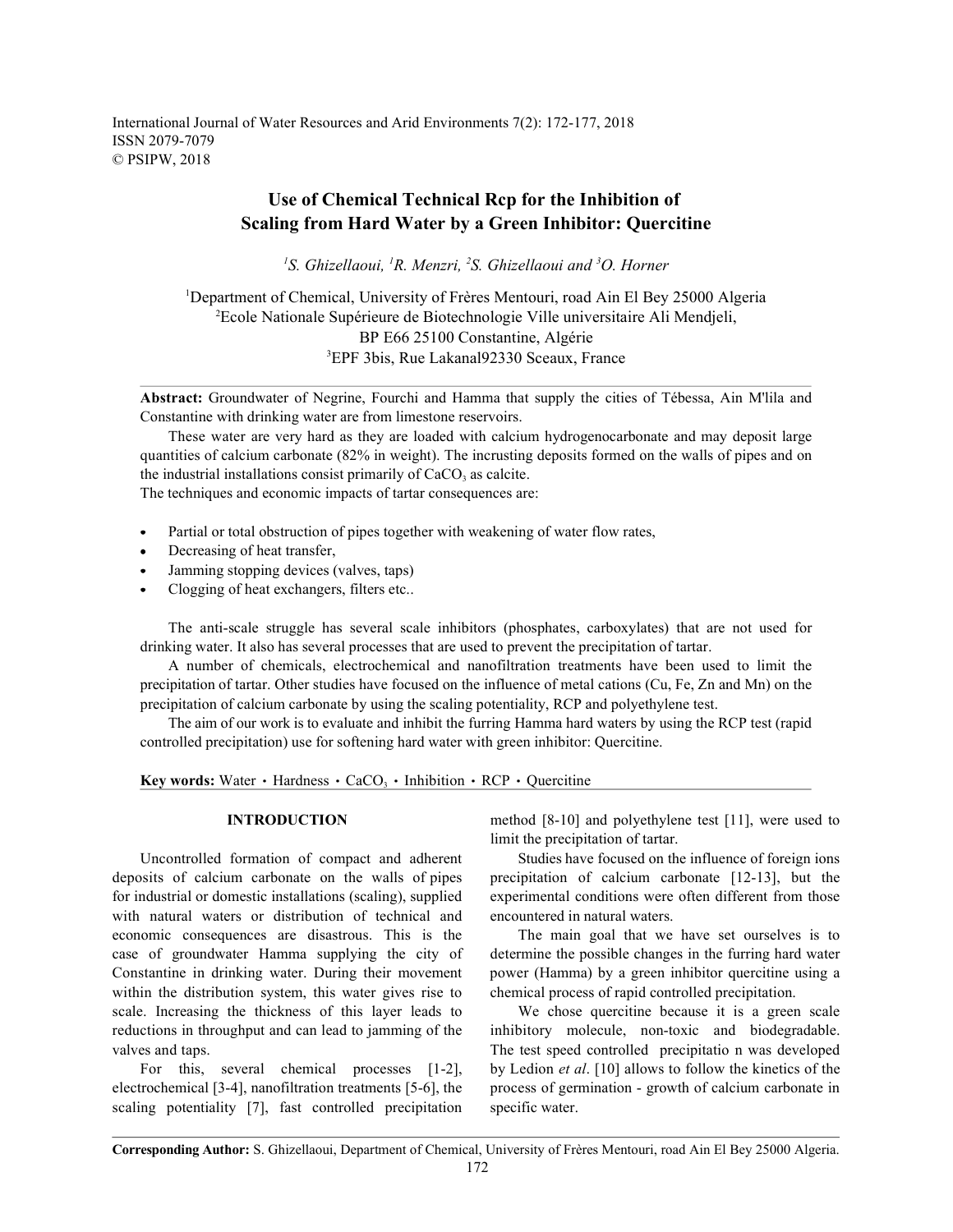International Journal of Water Resources and Arid Environments 7(2): 172-177, 2018
ISSN 2079-7079
© PSIPW, 2018

# Use of Chemical Technical Rcp for the Inhibition of Scaling from Hard Water by a Green Inhibitor: Quercitine

*[1]S. Ghizellaoui, [1]R. Menzri, [2]S. Ghizellaoui and [3]O. Horner*

[1]Department of Chemical, University of Frères Mentouri, road Ain El Bey 25000 Algeria
[2]Ecole Nationale Supérieure de Biotechnologie Ville universitaire Ali Mendjeli, BP E66 25100 Constantine, Algérie
[3]EPF 3bis, Rue Lakanal92330 Sceaux, France

**Abstract:** Groundwater of Negrine, Fourchi and Hamma that supply the cities of Tébessa, Ain M'lila and Constantine with drinking water are from limestone reservoirs.

These water are very hard as they are loaded with calcium hydrogenocarbonate and may deposit large quantities of calcium carbonate (82% in weight). The incrusting deposits formed on the walls of pipes and on the industrial installations consist primarily of $CaCO_3$ as calcite.

The techniques and economic impacts of tartar consequences are:

- Partial or total obstruction of pipes together with weakening of water flow rates,
- Decreasing of heat transfer,
- Jamming stopping devices (valves, taps)
- Clogging of heat exchangers, filters etc..

The anti-scale struggle has several scale inhibitors (phosphates, carboxylates) that are not used for drinking water. It also has several processes that are used to prevent the precipitation of tartar.

A number of chemicals, electrochemical and nanofiltration treatments have been used to limit the precipitation of tartar. Other studies have focused on the influence of metal cations (Cu, Fe, Zn and Mn) on the precipitation of calcium carbonate by using the scaling potentiality, RCP and polyethylene test.

The aim of our work is to evaluate and inhibit the furring Hamma hard waters by using the RCP test (rapid controlled precipitation) use for softening hard water with green inhibitor: Quercitine.

**Key words:** Water • Hardness • $CaCO_3$ • Inhibition • RCP • Quercitine

## INTRODUCTION

Uncontrolled formation of compact and adherent deposits of calcium carbonate on the walls of pipes for industrial or domestic installations (scaling), supplied with natural waters or distribution of technical and economic consequences are disastrous. This is the case of groundwater Hamma supplying the city of Constantine in drinking water. During their movement within the distribution system, this water gives rise to scale. Increasing the thickness of this layer leads to reductions in throughput and can lead to jamming of the valves and taps.

For this, several chemical processes [1-2], electrochemical [3-4], nanofiltration treatments [5-6], the scaling potentiality [7], fast controlled precipitation method [8-10] and polyethylene test [11], were used to limit the precipitation of tartar.

Studies have focused on the influence of foreign ions precipitation of calcium carbonate [12-13], but the experimental conditions were often different from those encountered in natural waters.

The main goal that we have set ourselves is to determine the possible changes in the furring hard water power (Hamma) by a green inhibitor quercitine using a chemical process of rapid controlled precipitation.

We chose quercitine because it is a green scale inhibitory molecule, non-toxic and biodegradable. The test speed controlled precipitatio n was developed by Ledion *et al*. [10] allows to follow the kinetics of the process of germination - growth of calcium carbonate in specific water.

**Corresponding Author:** S. Ghizellaoui, Department of Chemical, University of Frères Mentouri, road Ain El Bey 25000 Algeria.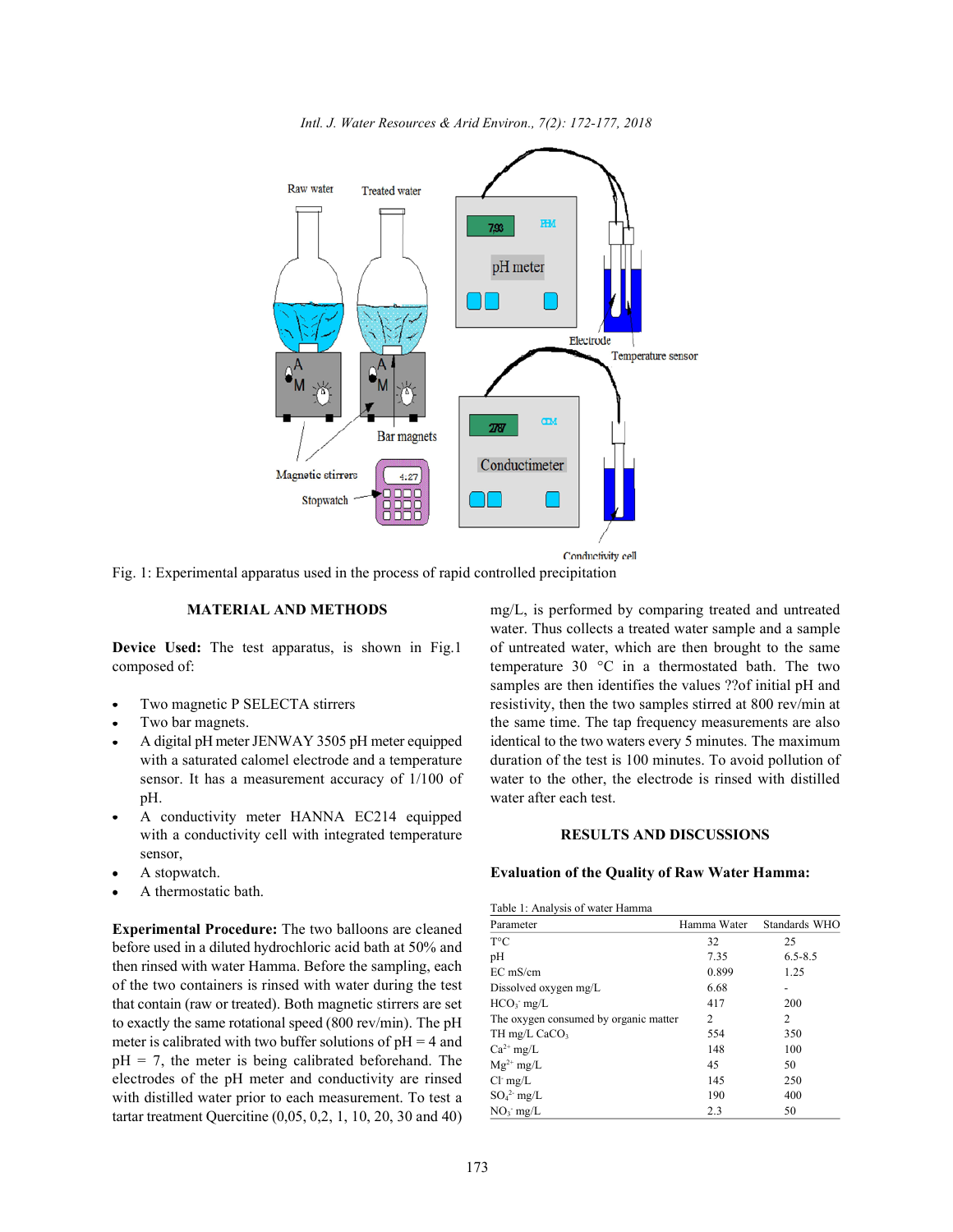Fig. 1: Experimental apparatus used in the process of rapid controlled precipitation

## MATERIAL AND METHODS

**Device Used:** The test apparatus, is shown in Fig.1 composed of:

- Two magnetic P SELECTA stirrers
- Two bar magnets.
- A digital pH meter JENWAY 3505 pH meter equipped with a saturated calomel electrode and a temperature sensor. It has a measurement accuracy of 1/100 of pH.
- A conductivity meter HANNA EC214 equipped with a conductivity cell with integrated temperature sensor,
- A stopwatch.
- A thermostatic bath.

**Experimental Procedure:** The two balloons are cleaned before used in a diluted hydrochloric acid bath at 50% and then rinsed with water Hamma. Before the sampling, each of the two containers is rinsed with water during the test that contain (raw or treated). Both magnetic stirrers are set to exactly the same rotational speed (800 rev/min). The pH meter is calibrated with two buffer solutions of pH = 4 and pH = 7, the meter is being calibrated beforehand. The electrodes of the pH meter and conductivity are rinsed with distilled water prior to each measurement. To test a tartar treatment Quercitine (0,05, 0,2, 1, 10, 20, 30 and 40) mg/L, is performed by comparing treated and untreated water. Thus collects a treated water sample and a sample of untreated water, which are then brought to the same temperature 30 °C in a thermostated bath. The two samples are then identifies the values ??of initial pH and resistivity, then the two samples stirred at 800 rev/min at the same time. The tap frequency measurements are also identical to the two waters every 5 minutes. The maximum duration of the test is 100 minutes. To avoid pollution of water to the other, the electrode is rinsed with distilled water after each test.

## RESULTS AND DISCUSSIONS

### Evaluation of the Quality of Raw Water Hamma:

Table 1: Analysis of water Hamma

| Parameter | Hamma Water | Standards WHO |
|---|---|---|
| T°C | 32 | 25 |
| pH | 7.35 | 6.5-8.5 |
| EC mS/cm | 0.899 | 1.25 |
| Dissolved oxygen mg/L | 6.68 | - |
| $HCO_3^-$ mg/L | 417 | 200 |
| The oxygen consumed by organic matter | 2 | 2 |
| TH mg/L $CaCO_3$ | 554 | 350 |
| $Ca^{2+}$ mg/L | 148 | 100 |
| $Mg^{2+}$ mg/L | 45 | 50 |
| $Cl^-$ mg/L | 145 | 250 |
| $SO_4^{2-}$ mg/L | 190 | 400 |
| $NO_3^-$ mg/L | 2.3 | 50 |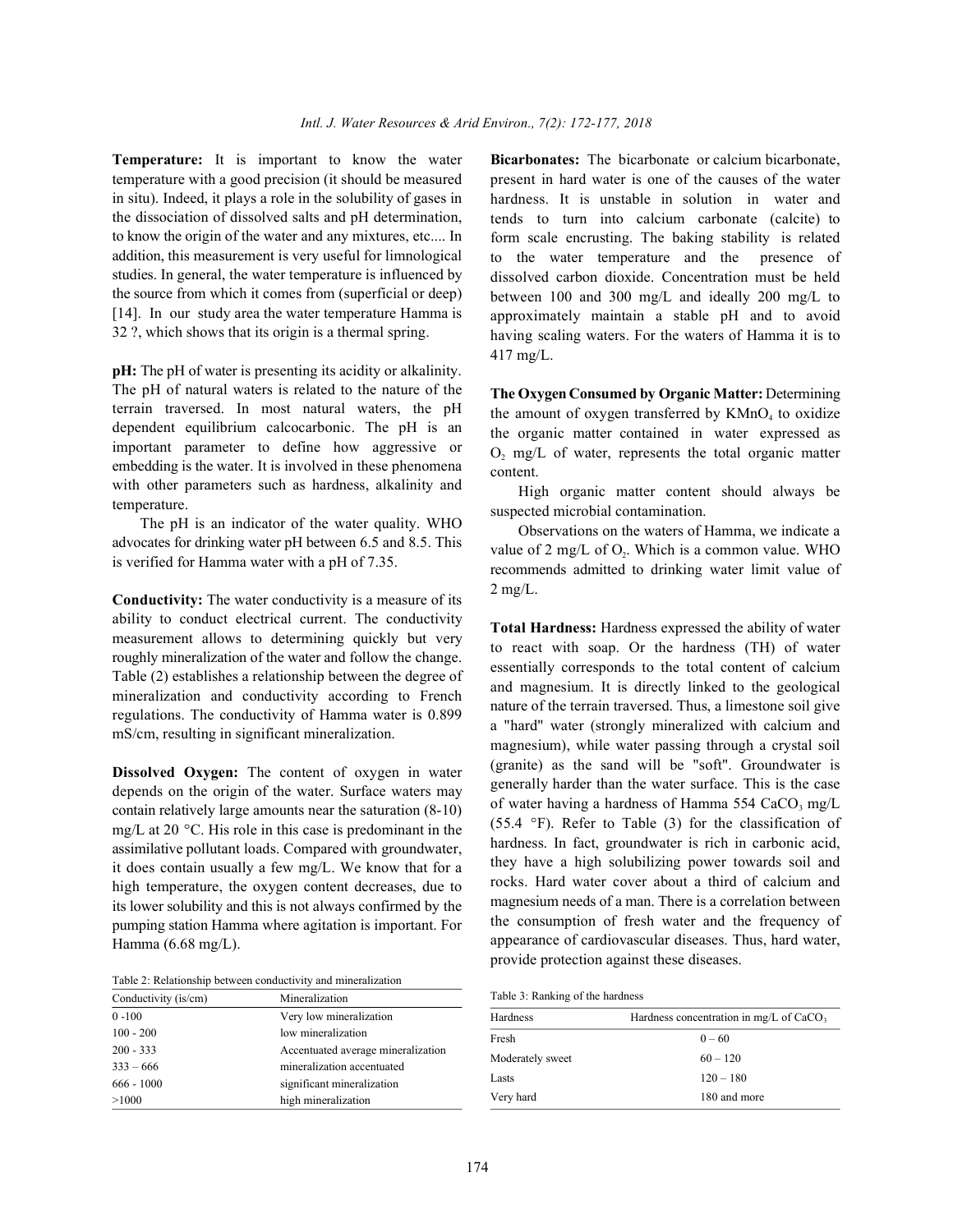**Temperature:** It is important to know the water temperature with a good precision (it should be measured in situ). Indeed, it plays a role in the solubility of gases in the dissociation of dissolved salts and pH determination, to know the origin of the water and any mixtures, etc.... In addition, this measurement is very useful for limnological studies. In general, the water temperature is influenced by the source from which it comes from (superficial or deep) [14]. In our study area the water temperature Hamma is 32 ?, which shows that its origin is a thermal spring.

**pH:** The pH of water is presenting its acidity or alkalinity. The pH of natural waters is related to the nature of the terrain traversed. In most natural waters, the pH dependent equilibrium calcocarbonic. The pH is an important parameter to define how aggressive or embedding is the water. It is involved in these phenomena with other parameters such as hardness, alkalinity and temperature.

The pH is an indicator of the water quality. WHO advocates for drinking water pH between 6.5 and 8.5. This is verified for Hamma water with a pH of 7.35.

**Conductivity:** The water conductivity is a measure of its ability to conduct electrical current. The conductivity measurement allows to determining quickly but very roughly mineralization of the water and follow the change. Table (2) establishes a relationship between the degree of mineralization and conductivity according to French regulations. The conductivity of Hamma water is 0.899 mS/cm, resulting in significant mineralization.

**Dissolved Oxygen:** The content of oxygen in water depends on the origin of the water. Surface waters may contain relatively large amounts near the saturation (8-10) mg/L at 20 °C. His role in this case is predominant in the assimilative pollutant loads. Compared with groundwater, it does contain usually a few mg/L. We know that for a high temperature, the oxygen content decreases, due to its lower solubility and this is not always confirmed by the pumping station Hamma where agitation is important. For Hamma (6.68 mg/L).

Table 2: Relationship between conductivity and mineralization

| Conductivity (is/cm) | Mineralization |
|---|---|
| 0 -100 | Very low mineralization |
| 100 - 200 | low mineralization |
| 200 - 333 | Accentuated average mineralization |
| 333 – 666 | mineralization accentuated |
| 666 - 1000 | significant mineralization |
| >1000 | high mineralization |

**Bicarbonates:** The bicarbonate or calcium bicarbonate, present in hard water is one of the causes of the water hardness. It is unstable in solution in water and tends to turn into calcium carbonate (calcite) to form scale encrusting. The baking stability is related to the water temperature and the presence of dissolved carbon dioxide. Concentration must be held between 100 and 300 mg/L and ideally 200 mg/L to approximately maintain a stable pH and to avoid having scaling waters. For the waters of Hamma it is to 417 mg/L.

**The Oxygen Consumed by Organic Matter:** Determining the amount of oxygen transferred by $KMnO_4$ to oxidize the organic matter contained in water expressed as $O_2$ mg/L of water, represents the total organic matter content.

High organic matter content should always be suspected microbial contamination.

Observations on the waters of Hamma, we indicate a value of 2 mg/L of $O_2$. Which is a common value. WHO recommends admitted to drinking water limit value of 2 mg/L.

**Total Hardness:** Hardness expressed the ability of water to react with soap. Or the hardness (TH) of water essentially corresponds to the total content of calcium and magnesium. It is directly linked to the geological nature of the terrain traversed. Thus, a limestone soil give a "hard" water (strongly mineralized with calcium and magnesium), while water passing through a crystal soil (granite) as the sand will be "soft". Groundwater is generally harder than the water surface. This is the case of water having a hardness of Hamma 554 $CaCO_3$ mg/L (55.4 °F). Refer to Table (3) for the classification of hardness. In fact, groundwater is rich in carbonic acid, they have a high solubilizing power towards soil and rocks. Hard water cover about a third of calcium and magnesium needs of a man. There is a correlation between the consumption of fresh water and the frequency of appearance of cardiovascular diseases. Thus, hard water, provide protection against these diseases.

Table 3: Ranking of the hardness

| Hardness | Hardness concentration in mg/L of $CaCO_3$ |
|---|---|
| Fresh | 0 – 60 |
| Moderately sweet | 60 – 120 |
| Lasts | 120 – 180 |
| Very hard | 180 and more |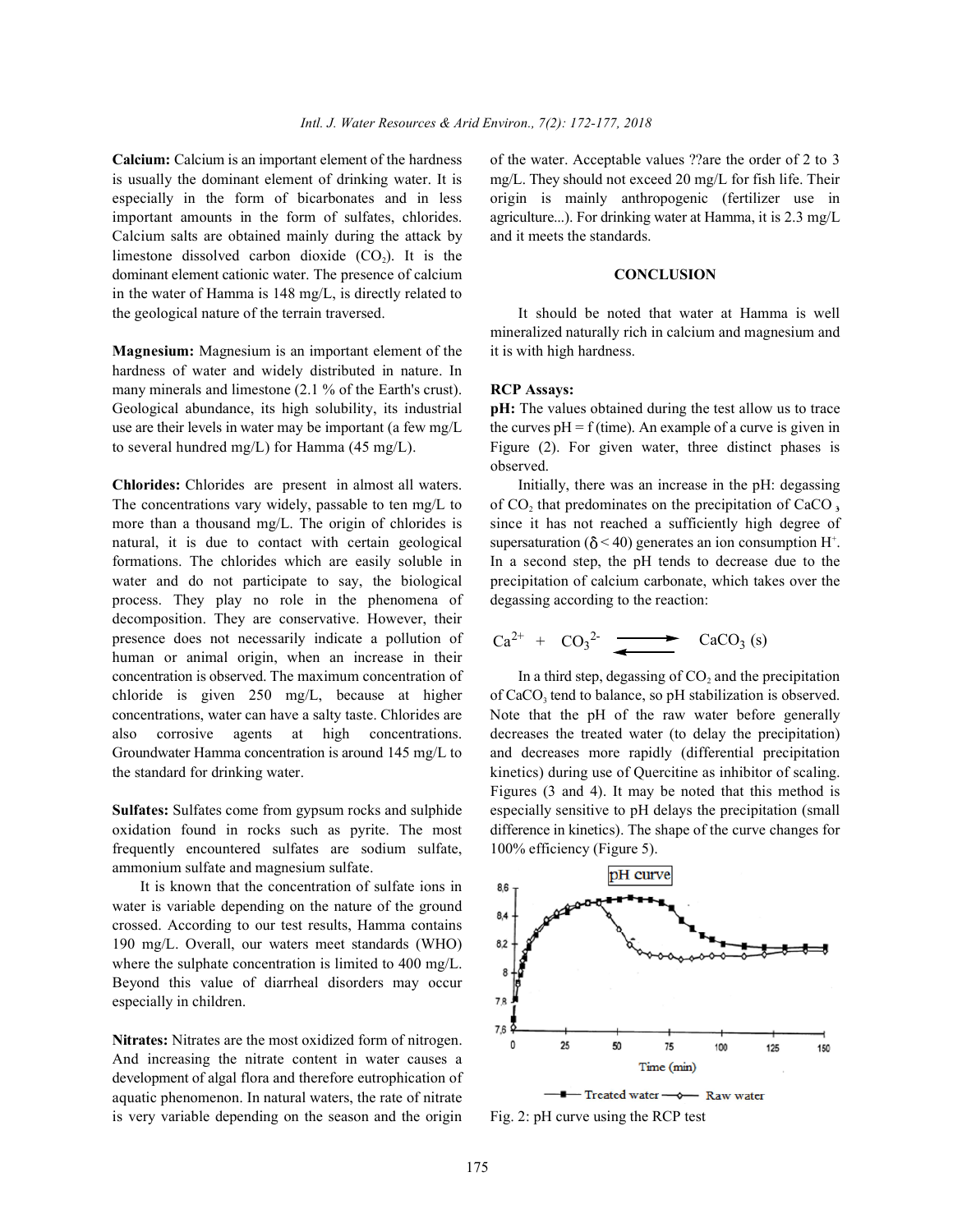**Calcium:** Calcium is an important element of the hardness is usually the dominant element of drinking water. It is especially in the form of bicarbonates and in less important amounts in the form of sulfates, chlorides. Calcium salts are obtained mainly during the attack by limestone dissolved carbon dioxide ($CO_2$). It is the dominant element cationic water. The presence of calcium in the water of Hamma is 148 mg/L, is directly related to the geological nature of the terrain traversed.

**Magnesium:** Magnesium is an important element of the hardness of water and widely distributed in nature. In many minerals and limestone (2.1 % of the Earth's crust). Geological abundance, its high solubility, its industrial use are their levels in water may be important (a few mg/L to several hundred mg/L) for Hamma (45 mg/L).

**Chlorides:** Chlorides are present in almost all waters. The concentrations vary widely, passable to ten mg/L to more than a thousand mg/L. The origin of chlorides is natural, it is due to contact with certain geological formations. The chlorides which are easily soluble in water and do not participate to say, the biological process. They play no role in the phenomena of decomposition. They are conservative. However, their presence does not necessarily indicate a pollution of human or animal origin, when an increase in their concentration is observed. The maximum concentration of chloride is given 250 mg/L, because at higher concentrations, water can have a salty taste. Chlorides are also corrosive agents at high concentrations. Groundwater Hamma concentration is around 145 mg/L to the standard for drinking water.

**Sulfates:** Sulfates come from gypsum rocks and sulphide oxidation found in rocks such as pyrite. The most frequently encountered sulfates are sodium sulfate, ammonium sulfate and magnesium sulfate.

It is known that the concentration of sulfate ions in water is variable depending on the nature of the ground crossed. According to our test results, Hamma contains 190 mg/L. Overall, our waters meet standards (WHO) where the sulphate concentration is limited to 400 mg/L. Beyond this value of diarrheal disorders may occur especially in children.

**Nitrates:** Nitrates are the most oxidized form of nitrogen. And increasing the nitrate content in water causes a development of algal flora and therefore eutrophication of aquatic phenomenon. In natural waters, the rate of nitrate is very variable depending on the season and the origin of the water. Acceptable values ??are the order of 2 to 3 mg/L. They should not exceed 20 mg/L for fish life. Their origin is mainly anthropogenic (fertilizer use in agriculture...). For drinking water at Hamma, it is 2.3 mg/L and it meets the standards.

## CONCLUSION

It should be noted that water at Hamma is well mineralized naturally rich in calcium and magnesium and it is with high hardness.

**RCP Assays:**

**pH:** The values obtained during the test allow us to trace the curves pH = f (time). An example of a curve is given in Figure (2). For given water, three distinct phases is observed.

Initially, there was an increase in the pH: degassing of $CO_2$ that predominates on the precipitation of $CaCO_3$, since it has not reached a sufficiently high degree of supersaturation ($\delta < 40$) generates an ion consumption $H^+$. In a second step, the pH tends to decrease due to the precipitation of calcium carbonate, which takes over the degassing according to the reaction:

$$Ca^{2+} + CO_3^{2-} \rightleftharpoons CaCO_3\ (s)$$

In a third step, degassing of $CO_2$ and the precipitation of $CaCO_3$ tend to balance, so pH stabilization is observed. Note that the pH of the raw water before generally decreases the treated water (to delay the precipitation) and decreases more rapidly (differential precipitation kinetics) during use of Quercitine as inhibitor of scaling. Figures (3 and 4). It may be noted that this method is especially sensitive to pH delays the precipitation (small difference in kinetics). The shape of the curve changes for 100% efficiency (Figure 5).

Fig. 2: pH curve using the RCP test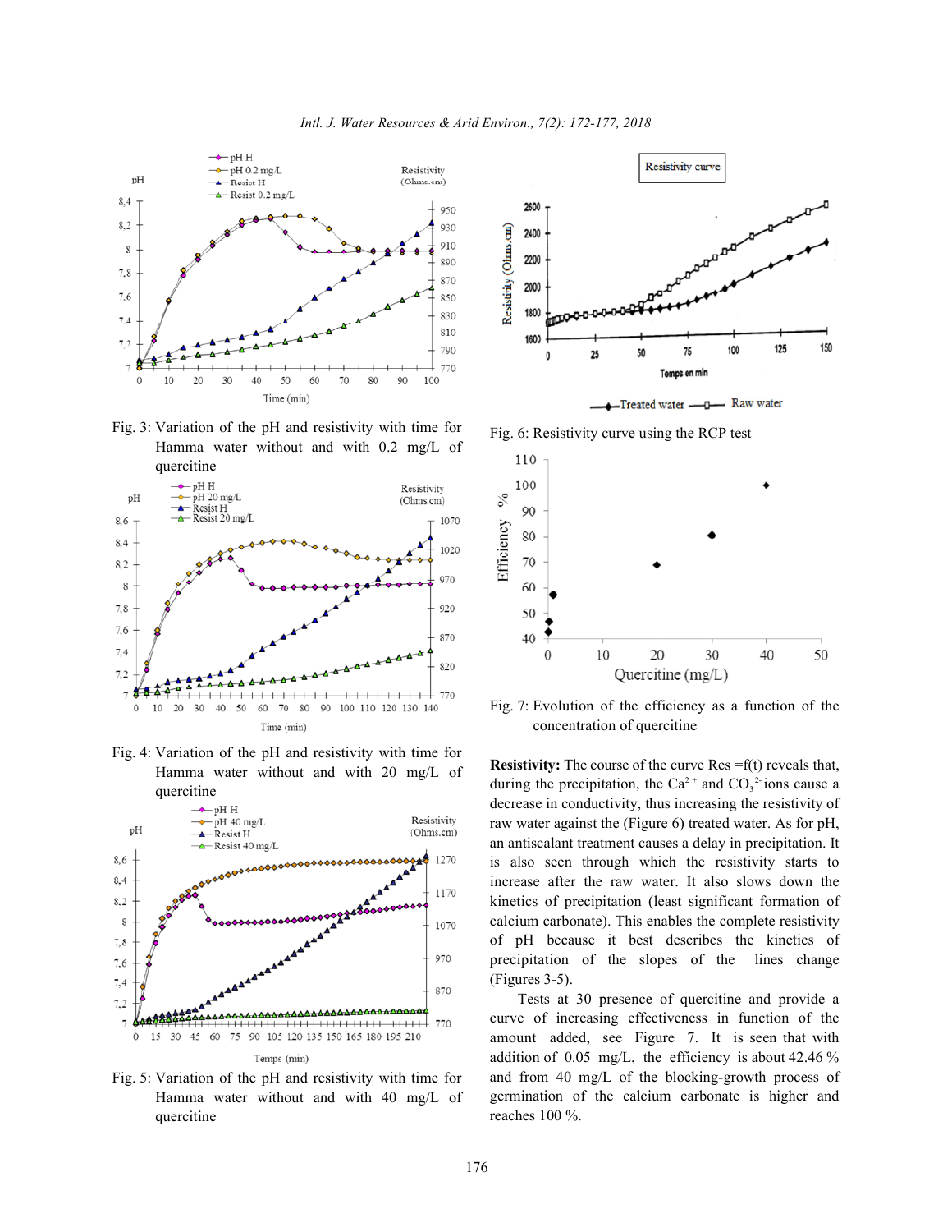Fig. 3: Variation of the pH and resistivity with time for Hamma water without and with 0.2 mg/L of quercitine

Fig. 4: Variation of the pH and resistivity with time for Hamma water without and with 20 mg/L of quercitine

Fig. 5: Variation of the pH and resistivity with time for Hamma water without and with 40 mg/L of quercitine

Fig. 6: Resistivity curve using the RCP test

Fig. 7: Evolution of the efficiency as a function of the concentration of quercitine

**Resistivity:** The course of the curve Res =f(t) reveals that, during the precipitation, the $Ca^{2+}$ and $CO_3^{2-}$ ions cause a decrease in conductivity, thus increasing the resistivity of raw water against the (Figure 6) treated water. As for pH, an antiscalant treatment causes a delay in precipitation. It is also seen through which the resistivity starts to increase after the raw water. It also slows down the kinetics of precipitation (least significant formation of calcium carbonate). This enables the complete resistivity of pH because it best describes the kinetics of precipitation of the slopes of the lines change (Figures 3-5).

Tests at 30 presence of quercitine and provide a curve of increasing effectiveness in function of the amount added, see Figure 7. It is seen that with addition of 0.05 mg/L, the efficiency is about 42.46 % and from 40 mg/L of the blocking-growth process of germination of the calcium carbonate is higher and reaches 100 %.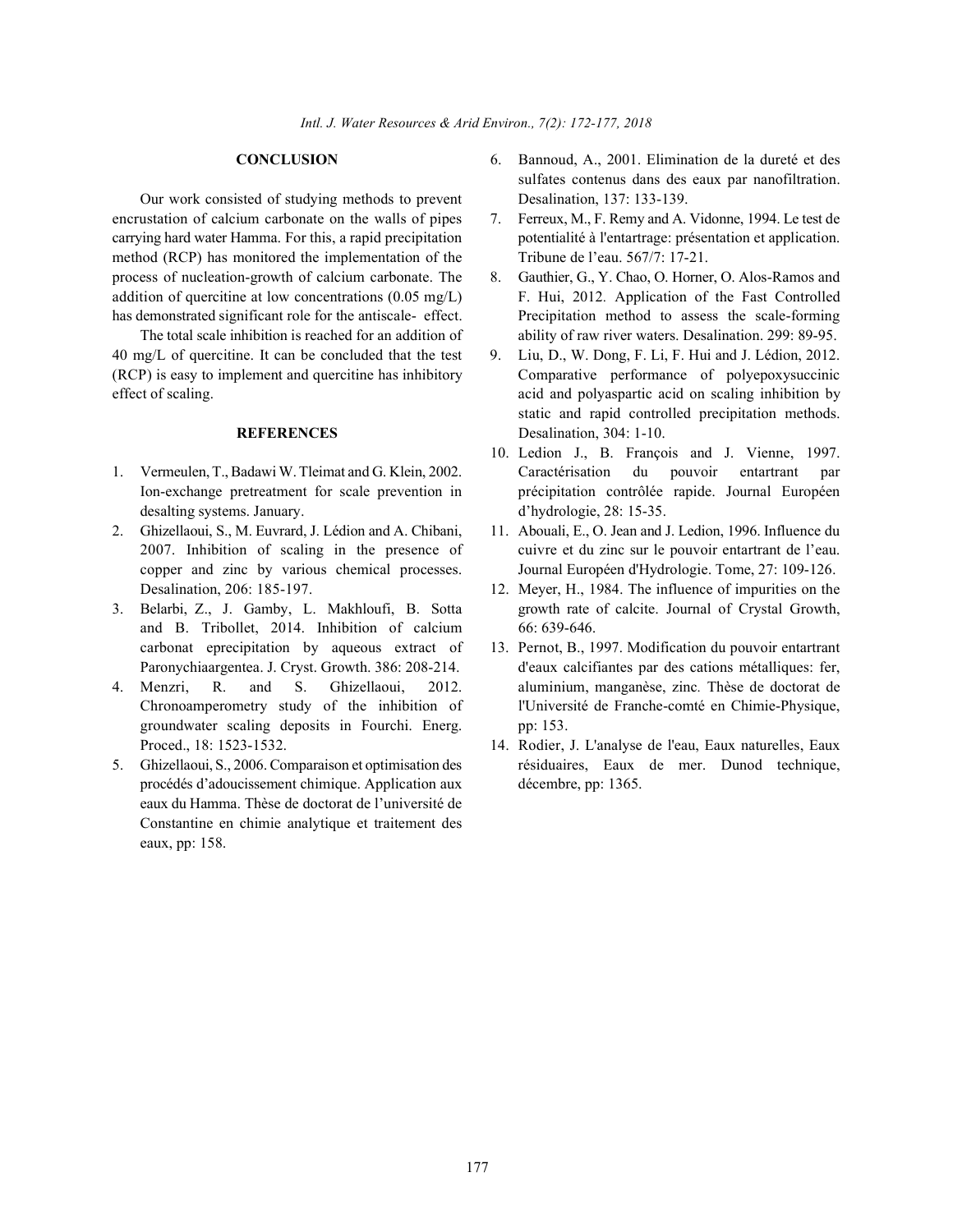## CONCLUSION

Our work consisted of studying methods to prevent encrustation of calcium carbonate on the walls of pipes carrying hard water Hamma. For this, a rapid precipitation method (RCP) has monitored the implementation of the process of nucleation-growth of calcium carbonate. The addition of quercitine at low concentrations (0.05 mg/L) has demonstrated significant role for the antiscale- effect.

The total scale inhibition is reached for an addition of 40 mg/L of quercitine. It can be concluded that the test (RCP) is easy to implement and quercitine has inhibitory effect of scaling.

## REFERENCES

1. Vermeulen, T., Badawi W. Tleimat and G. Klein, 2002. Ion-exchange pretreatment for scale prevention in desalting systems. January.
2. Ghizellaoui, S., M. Euvrard, J. Lédion and A. Chibani, 2007. Inhibition of scaling in the presence of copper and zinc by various chemical processes. Desalination, 206: 185-197.
3. Belarbi, Z., J. Gamby, L. Makhloufi, B. Sotta and B. Tribollet, 2014. Inhibition of calcium carbonat eprecipitation by aqueous extract of Paronychiaargentea. J. Cryst. Growth. 386: 208-214.
4. Menzri, R. and S. Ghizellaoui, 2012. Chronoamperometry study of the inhibition of groundwater scaling deposits in Fourchi. Energ. Proced., 18: 1523-1532.
5. Ghizellaoui, S., 2006. Comparaison et optimisation des procédés d'adoucissement chimique. Application aux eaux du Hamma. Thèse de doctorat de l'université de Constantine en chimie analytique et traitement des eaux, pp: 158.
6. Bannoud, A., 2001. Elimination de la dureté et des sulfates contenus dans des eaux par nanofiltration. Desalination, 137: 133-139.
7. Ferreux, M., F. Remy and A. Vidonne, 1994. Le test de potentialité à l'entartrage: présentation et application. Tribune de l'eau. 567/7: 17-21.
8. Gauthier, G., Y. Chao, O. Horner, O. Alos-Ramos and F. Hui, 2012. Application of the Fast Controlled Precipitation method to assess the scale-forming ability of raw river waters. Desalination. 299: 89-95.
9. Liu, D., W. Dong, F. Li, F. Hui and J. Lédion, 2012. Comparative performance of polyepoxysuccinic acid and polyaspartic acid on scaling inhibition by static and rapid controlled precipitation methods. Desalination, 304: 1-10.
10. Ledion J., B. François and J. Vienne, 1997. Caractérisation du pouvoir entartrant par précipitation contrôlée rapide. Journal Européen d'hydrologie, 28: 15-35.
11. Abouali, E., O. Jean and J. Ledion, 1996. Influence du cuivre et du zinc sur le pouvoir entartrant de l'eau. Journal Européen d'Hydrologie. Tome, 27: 109-126.
12. Meyer, H., 1984. The influence of impurities on the growth rate of calcite. Journal of Crystal Growth, 66: 639-646.
13. Pernot, B., 1997. Modification du pouvoir entartrant d'eaux calcifiantes par des cations métalliques: fer, aluminium, manganèse, zinc. Thèse de doctorat de l'Université de Franche-comté en Chimie-Physique, pp: 153.
14. Rodier, J. L'analyse de l'eau, Eaux naturelles, Eaux résiduaires, Eaux de mer. Dunod technique, décembre, pp: 1365.